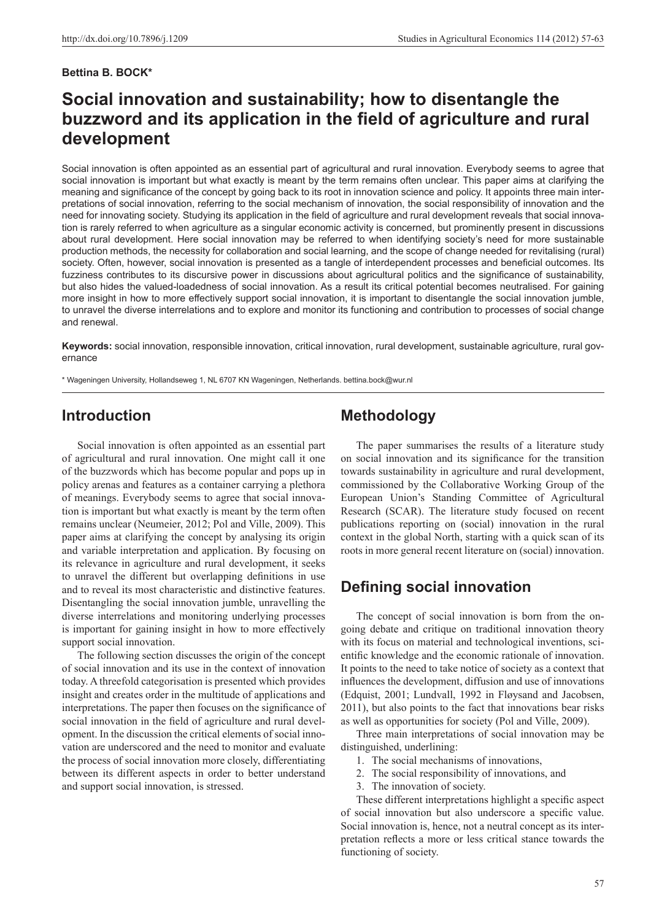**Bettina B. BOCK***

# Social innovation and sustainability; how to disentangle the buzzword and its application in the field of agriculture and rural development

Social innovation is often appointed as an essential part of agricultural and rural innovation. Everybody seems to agree that social innovation is important but what exactly is meant by the term remains often unclear. This paper aims at clarifying the meaning and significance of the concept by going back to its root in innovation science and policy. It appoints three main interpretations of social innovation, referring to the social mechanism of innovation, the social responsibility of innovation and the need for innovating society. Studying its application in the field of agriculture and rural development reveals that social innovation is rarely referred to when agriculture as a singular economic activity is concerned, but prominently present in discussions about rural development. Here social innovation may be referred to when identifying society's need for more sustainable production methods, the necessity for collaboration and social learning, and the scope of change needed for revitalising (rural) society. Often, however, social innovation is presented as a tangle of interdependent processes and beneficial outcomes. Its fuzziness contributes to its discursive power in discussions about agricultural politics and the significance of sustainability, but also hides the valued-loadedness of social innovation. As a result its critical potential becomes neutralised. For gaining more insight in how to more effectively support social innovation, it is important to disentangle the social innovation jumble, to unravel the diverse interrelations and to explore and monitor its functioning and contribution to processes of social change and renewal.

**Keywords:** social innovation, responsible innovation, critical innovation, rural development, sustainable agriculture, rural governance

* Wageningen University, Hollandseweg 1, NL 6707 KN Wageningen, Netherlands. bettina.bock@wur.nl

## Introduction

Social innovation is often appointed as an essential part of agricultural and rural innovation. One might call it one of the buzzwords which has become popular and pops up in policy arenas and features as a container carrying a plethora of meanings. Everybody seems to agree that social innovation is important but what exactly is meant by the term often remains unclear (Neumeier, 2012; Pol and Ville, 2009). This paper aims at clarifying the concept by analysing its origin and variable interpretation and application. By focusing on its relevance in agriculture and rural development, it seeks to unravel the different but overlapping definitions in use and to reveal its most characteristic and distinctive features. Disentangling the social innovation jumble, unravelling the diverse interrelations and monitoring underlying processes is important for gaining insight in how to more effectively support social innovation.

The following section discusses the origin of the concept of social innovation and its use in the context of innovation today. A threefold categorisation is presented which provides insight and creates order in the multitude of applications and interpretations. The paper then focuses on the significance of social innovation in the field of agriculture and rural development. In the discussion the critical elements of social innovation are underscored and the need to monitor and evaluate the process of social innovation more closely, differentiating between its different aspects in order to better understand and support social innovation, is stressed.

## Methodology

The paper summarises the results of a literature study on social innovation and its significance for the transition towards sustainability in agriculture and rural development, commissioned by the Collaborative Working Group of the European Union's Standing Committee of Agricultural Research (SCAR). The literature study focused on recent publications reporting on (social) innovation in the rural context in the global North, starting with a quick scan of its roots in more general recent literature on (social) innovation.

## Defining social innovation

The concept of social innovation is born from the ongoing debate and critique on traditional innovation theory with its focus on material and technological inventions, scientific knowledge and the economic rationale of innovation. It points to the need to take notice of society as a context that influences the development, diffusion and use of innovations (Edquist, 2001; Lundvall, 1992 in Fløysand and Jacobsen, 2011), but also points to the fact that innovations bear risks as well as opportunities for society (Pol and Ville, 2009).

Three main interpretations of social innovation may be distinguished, underlining:

1. The social mechanisms of innovations,
2. The social responsibility of innovations, and
3. The innovation of society.

These different interpretations highlight a specific aspect of social innovation but also underscore a specific value. Social innovation is, hence, not a neutral concept as its interpretation reflects a more or less critical stance towards the functioning of society.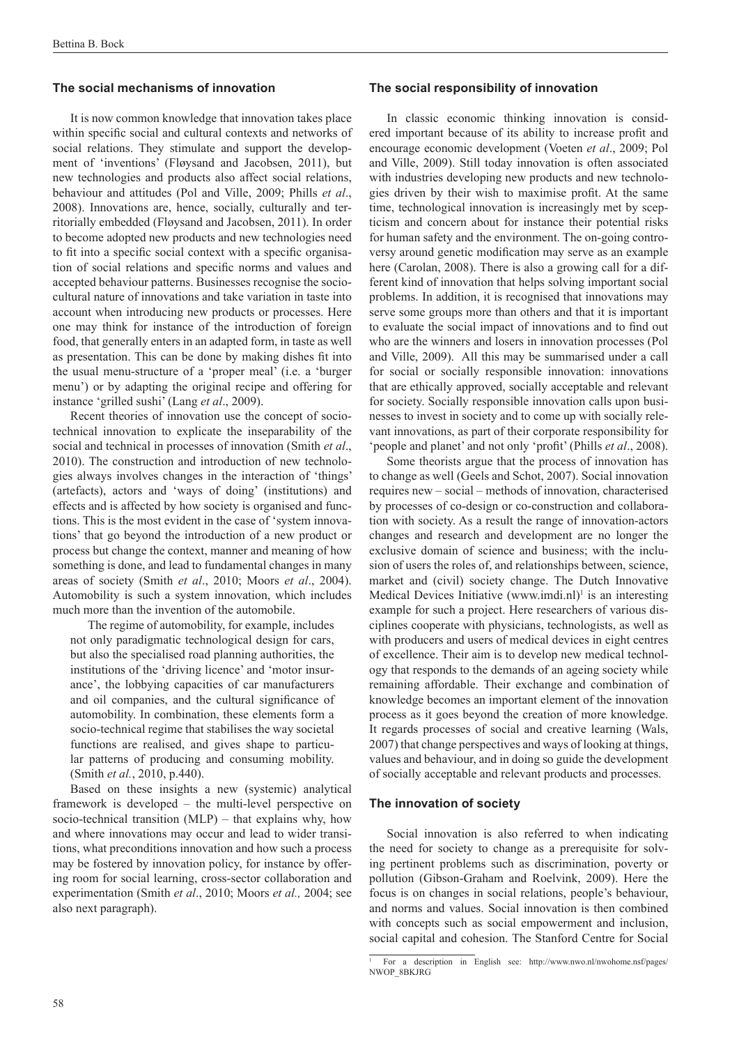## The social mechanisms of innovation

It is now common knowledge that innovation takes place within specific social and cultural contexts and networks of social relations. They stimulate and support the development of 'inventions' (Fløysand and Jacobsen, 2011), but new technologies and products also affect social relations, behaviour and attitudes (Pol and Ville, 2009; Phills *et al*., 2008). Innovations are, hence, socially, culturally and territorially embedded (Fløysand and Jacobsen, 2011). In order to become adopted new products and new technologies need to fit into a specific social context with a specific organisation of social relations and specific norms and values and accepted behaviour patterns. Businesses recognise the socio-cultural nature of innovations and take variation in taste into account when introducing new products or processes. Here one may think for instance of the introduction of foreign food, that generally enters in an adapted form, in taste as well as presentation. This can be done by making dishes fit into the usual menu-structure of a 'proper meal' (i.e. a 'burger menu') or by adapting the original recipe and offering for instance 'grilled sushi' (Lang *et al*., 2009).

Recent theories of innovation use the concept of socio-technical innovation to explicate the inseparability of the social and technical in processes of innovation (Smith *et al*., 2010). The construction and introduction of new technologies always involves changes in the interaction of 'things' (artefacts), actors and 'ways of doing' (institutions) and effects and is affected by how society is organised and functions. This is the most evident in the case of 'system innovations' that go beyond the introduction of a new product or process but change the context, manner and meaning of how something is done, and lead to fundamental changes in many areas of society (Smith *et al*., 2010; Moors *et al*., 2004). Automobility is such a system innovation, which includes much more than the invention of the automobile.

> The regime of automobility, for example, includes not only paradigmatic technological design for cars, but also the specialised road planning authorities, the institutions of the 'driving licence' and 'motor insurance', the lobbying capacities of car manufacturers and oil companies, and the cultural significance of automobility. In combination, these elements form a socio-technical regime that stabilises the way societal functions are realised, and gives shape to particular patterns of producing and consuming mobility. (Smith *et al.*, 2010, p.440).

Based on these insights a new (systemic) analytical framework is developed – the multi-level perspective on socio-technical transition (MLP) – that explains why, how and where innovations may occur and lead to wider transitions, what preconditions innovation and how such a process may be fostered by innovation policy, for instance by offering room for social learning, cross-sector collaboration and experimentation (Smith *et al*., 2010; Moors *et al.,* 2004; see also next paragraph).

## The social responsibility of innovation

In classic economic thinking innovation is considered important because of its ability to increase profit and encourage economic development (Voeten *et al*., 2009; Pol and Ville, 2009). Still today innovation is often associated with industries developing new products and new technologies driven by their wish to maximise profit. At the same time, technological innovation is increasingly met by scepticism and concern about for instance their potential risks for human safety and the environment. The on-going controversy around genetic modification may serve as an example here (Carolan, 2008). There is also a growing call for a different kind of innovation that helps solving important social problems. In addition, it is recognised that innovations may serve some groups more than others and that it is important to evaluate the social impact of innovations and to find out who are the winners and losers in innovation processes (Pol and Ville, 2009). All this may be summarised under a call for social or socially responsible innovation: innovations that are ethically approved, socially acceptable and relevant for society. Socially responsible innovation calls upon businesses to invest in society and to come up with socially relevant innovations, as part of their corporate responsibility for 'people and planet' and not only 'profit' (Phills *et al*., 2008).

Some theorists argue that the process of innovation has to change as well (Geels and Schot, 2007). Social innovation requires new – social – methods of innovation, characterised by processes of co-design or co-construction and collaboration with society. As a result the range of innovation-actors changes and research and development are no longer the exclusive domain of science and business; with the inclusion of users the roles of, and relationships between, science, market and (civil) society change. The Dutch Innovative Medical Devices Initiative (www.imdi.nl)[1] is an interesting example for such a project. Here researchers of various disciplines cooperate with physicians, technologists, as well as with producers and users of medical devices in eight centres of excellence. Their aim is to develop new medical technology that responds to the demands of an ageing society while remaining affordable. Their exchange and combination of knowledge becomes an important element of the innovation process as it goes beyond the creation of more knowledge. It regards processes of social and creative learning (Wals, 2007) that change perspectives and ways of looking at things, values and behaviour, and in doing so guide the development of socially acceptable and relevant products and processes.

## The innovation of society

Social innovation is also referred to when indicating the need for society to change as a prerequisite for solving pertinent problems such as discrimination, poverty or pollution (Gibson-Graham and Roelvink, 2009). Here the focus is on changes in social relations, people's behaviour, and norms and values. Social innovation is then combined with concepts such as social empowerment and inclusion, social capital and cohesion. The Stanford Centre for Social

[1] For a description in English see: http://www.nwo.nl/nwohome.nsf/pages/NWOP_8BKJRG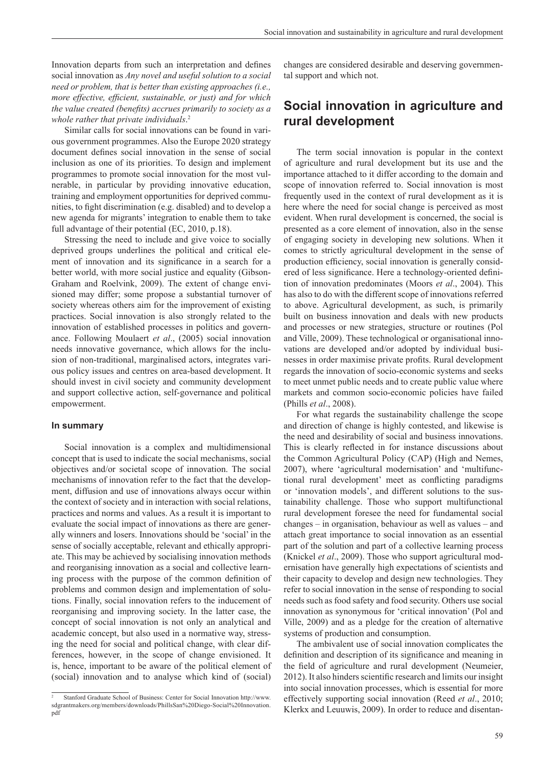Innovation departs from such an interpretation and defines social innovation as *Any novel and useful solution to a social need or problem, that is better than existing approaches (i.e., more effective, efficient, sustainable, or just) and for which the value created (benefits) accrues primarily to society as a whole rather that private individuals*.[2]

Similar calls for social innovations can be found in various government programmes. Also the Europe 2020 strategy document defines social innovation in the sense of social inclusion as one of its priorities. To design and implement programmes to promote social innovation for the most vulnerable, in particular by providing innovative education, training and employment opportunities for deprived communities, to fight discrimination (e.g. disabled) and to develop a new agenda for migrants' integration to enable them to take full advantage of their potential (EC, 2010, p.18).

Stressing the need to include and give voice to socially deprived groups underlines the political and critical element of innovation and its significance in a search for a better world, with more social justice and equality (Gibson-Graham and Roelvink, 2009). The extent of change envisioned may differ; some propose a substantial turnover of society whereas others aim for the improvement of existing practices. Social innovation is also strongly related to the innovation of established processes in politics and governance. Following Moulaert *et al*., (2005) social innovation needs innovative governance, which allows for the inclusion of non-traditional, marginalised actors, integrates various policy issues and centres on area-based development. It should invest in civil society and community development and support collective action, self-governance and political empowerment.

### In summary

Social innovation is a complex and multidimensional concept that is used to indicate the social mechanisms, social objectives and/or societal scope of innovation. The social mechanisms of innovation refer to the fact that the development, diffusion and use of innovations always occur within the context of society and in interaction with social relations, practices and norms and values. As a result it is important to evaluate the social impact of innovations as there are generally winners and losers. Innovations should be 'social' in the sense of socially acceptable, relevant and ethically appropriate. This may be achieved by socialising innovation methods and reorganising innovation as a social and collective learning process with the purpose of the common definition of problems and common design and implementation of solutions. Finally, social innovation refers to the inducement of reorganising and improving society. In the latter case, the concept of social innovation is not only an analytical and academic concept, but also used in a normative way, stressing the need for social and political change, with clear differences, however, in the scope of change envisioned. It is, hence, important to be aware of the political element of (social) innovation and to analyse which kind of (social) changes are considered desirable and deserving governmental support and which not.

## Social innovation in agriculture and rural development

The term social innovation is popular in the context of agriculture and rural development but its use and the importance attached to it differ according to the domain and scope of innovation referred to. Social innovation is most frequently used in the context of rural development as it is here where the need for social change is perceived as most evident. When rural development is concerned, the social is presented as a core element of innovation, also in the sense of engaging society in developing new solutions. When it comes to strictly agricultural development in the sense of production efficiency, social innovation is generally considered of less significance. Here a technology-oriented definition of innovation predominates (Moors *et al*., 2004). This has also to do with the different scope of innovations referred to above. Agricultural development, as such, is primarily built on business innovation and deals with new products and processes or new strategies, structure or routines (Pol and Ville, 2009). These technological or organisational innovations are developed and/or adopted by individual businesses in order maximise private profits. Rural development regards the innovation of socio-economic systems and seeks to meet unmet public needs and to create public value where markets and common socio-economic policies have failed (Phills *et al*., 2008).

For what regards the sustainability challenge the scope and direction of change is highly contested, and likewise is the need and desirability of social and business innovations. This is clearly reflected in for instance discussions about the Common Agricultural Policy (CAP) (High and Nemes, 2007), where 'agricultural modernisation' and 'multifunctional rural development' meet as conflicting paradigms or 'innovation models', and different solutions to the sustainability challenge. Those who support multifunctional rural development foresee the need for fundamental social changes – in organisation, behaviour as well as values – and attach great importance to social innovation as an essential part of the solution and part of a collective learning process (Knickel *et al*., 2009). Those who support agricultural modernisation have generally high expectations of scientists and their capacity to develop and design new technologies. They refer to social innovation in the sense of responding to social needs such as food safety and food security. Others use social innovation as synonymous for 'critical innovation' (Pol and Ville, 2009) and as a pledge for the creation of alternative systems of production and consumption.

The ambivalent use of social innovation complicates the definition and description of its significance and meaning in the field of agriculture and rural development (Neumeier, 2012). It also hinders scientific research and limits our insight into social innovation processes, which is essential for more effectively supporting social innovation (Reed *et al*., 2010; Klerkx and Leuuwis, 2009). In order to reduce and disentan-

[2] Stanford Graduate School of Business: Center for Social Innovation http://www.sdgrantmakers.org/members/downloads/PhillsSan%20Diego-Social%20Innovation.pdf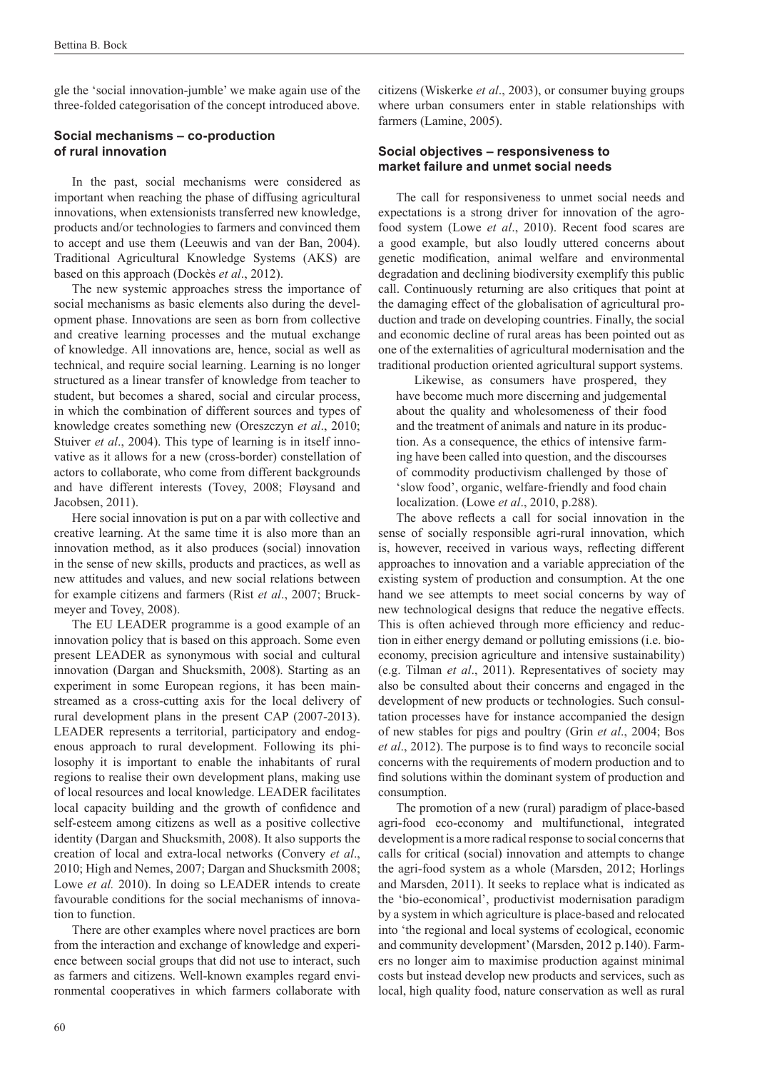gle the 'social innovation-jumble' we make again use of the three-folded categorisation of the concept introduced above.

### Social mechanisms – co-production of rural innovation

In the past, social mechanisms were considered as important when reaching the phase of diffusing agricultural innovations, when extensionists transferred new knowledge, products and/or technologies to farmers and convinced them to accept and use them (Leeuwis and van der Ban, 2004). Traditional Agricultural Knowledge Systems (AKS) are based on this approach (Dockès *et al*., 2012).

The new systemic approaches stress the importance of social mechanisms as basic elements also during the development phase. Innovations are seen as born from collective and creative learning processes and the mutual exchange of knowledge. All innovations are, hence, social as well as technical, and require social learning. Learning is no longer structured as a linear transfer of knowledge from teacher to student, but becomes a shared, social and circular process, in which the combination of different sources and types of knowledge creates something new (Oreszczyn *et al*., 2010; Stuiver *et al*., 2004). This type of learning is in itself innovative as it allows for a new (cross-border) constellation of actors to collaborate, who come from different backgrounds and have different interests (Tovey, 2008; Fløysand and Jacobsen, 2011).

Here social innovation is put on a par with collective and creative learning. At the same time it is also more than an innovation method, as it also produces (social) innovation in the sense of new skills, products and practices, as well as new attitudes and values, and new social relations between for example citizens and farmers (Rist *et al*., 2007; Bruckmeyer and Tovey, 2008).

The EU LEADER programme is a good example of an innovation policy that is based on this approach. Some even present LEADER as synonymous with social and cultural innovation (Dargan and Shucksmith, 2008). Starting as an experiment in some European regions, it has been mainstreamed as a cross-cutting axis for the local delivery of rural development plans in the present CAP (2007-2013). LEADER represents a territorial, participatory and endogenous approach to rural development. Following its philosophy it is important to enable the inhabitants of rural regions to realise their own development plans, making use of local resources and local knowledge. LEADER facilitates local capacity building and the growth of confidence and self-esteem among citizens as well as a positive collective identity (Dargan and Shucksmith, 2008). It also supports the creation of local and extra-local networks (Convery *et al*., 2010; High and Nemes, 2007; Dargan and Shucksmith 2008; Lowe *et al.* 2010). In doing so LEADER intends to create favourable conditions for the social mechanisms of innovation to function.

There are other examples where novel practices are born from the interaction and exchange of knowledge and experience between social groups that did not use to interact, such as farmers and citizens. Well-known examples regard environmental cooperatives in which farmers collaborate with citizens (Wiskerke *et al*., 2003), or consumer buying groups where urban consumers enter in stable relationships with farmers (Lamine, 2005).

### Social objectives – responsiveness to market failure and unmet social needs

The call for responsiveness to unmet social needs and expectations is a strong driver for innovation of the agro-food system (Lowe *et al*., 2010). Recent food scares are a good example, but also loudly uttered concerns about genetic modification, animal welfare and environmental degradation and declining biodiversity exemplify this public call. Continuously returning are also critiques that point at the damaging effect of the globalisation of agricultural production and trade on developing countries. Finally, the social and economic decline of rural areas has been pointed out as one of the externalities of agricultural modernisation and the traditional production oriented agricultural support systems.

> Likewise, as consumers have prospered, they have become much more discerning and judgemental about the quality and wholesomeness of their food and the treatment of animals and nature in its production. As a consequence, the ethics of intensive farming have been called into question, and the discourses of commodity productivism challenged by those of 'slow food', organic, welfare-friendly and food chain localization. (Lowe *et al*., 2010, p.288).

The above reflects a call for social innovation in the sense of socially responsible agri-rural innovation, which is, however, received in various ways, reflecting different approaches to innovation and a variable appreciation of the existing system of production and consumption. At the one hand we see attempts to meet social concerns by way of new technological designs that reduce the negative effects. This is often achieved through more efficiency and reduction in either energy demand or polluting emissions (i.e. bio-economy, precision agriculture and intensive sustainability) (e.g. Tilman *et al*., 2011). Representatives of society may also be consulted about their concerns and engaged in the development of new products or technologies. Such consultation processes have for instance accompanied the design of new stables for pigs and poultry (Grin *et al*., 2004; Bos *et al*., 2012). The purpose is to find ways to reconcile social concerns with the requirements of modern production and to find solutions within the dominant system of production and consumption.

The promotion of a new (rural) paradigm of place-based agri-food eco-economy and multifunctional, integrated development is a more radical response to social concerns that calls for critical (social) innovation and attempts to change the agri-food system as a whole (Marsden, 2012; Horlings and Marsden, 2011). It seeks to replace what is indicated as the 'bio-economical', productivist modernisation paradigm by a system in which agriculture is place-based and relocated into 'the regional and local systems of ecological, economic and community development' (Marsden, 2012 p.140). Farmers no longer aim to maximise production against minimal costs but instead develop new products and services, such as local, high quality food, nature conservation as well as rural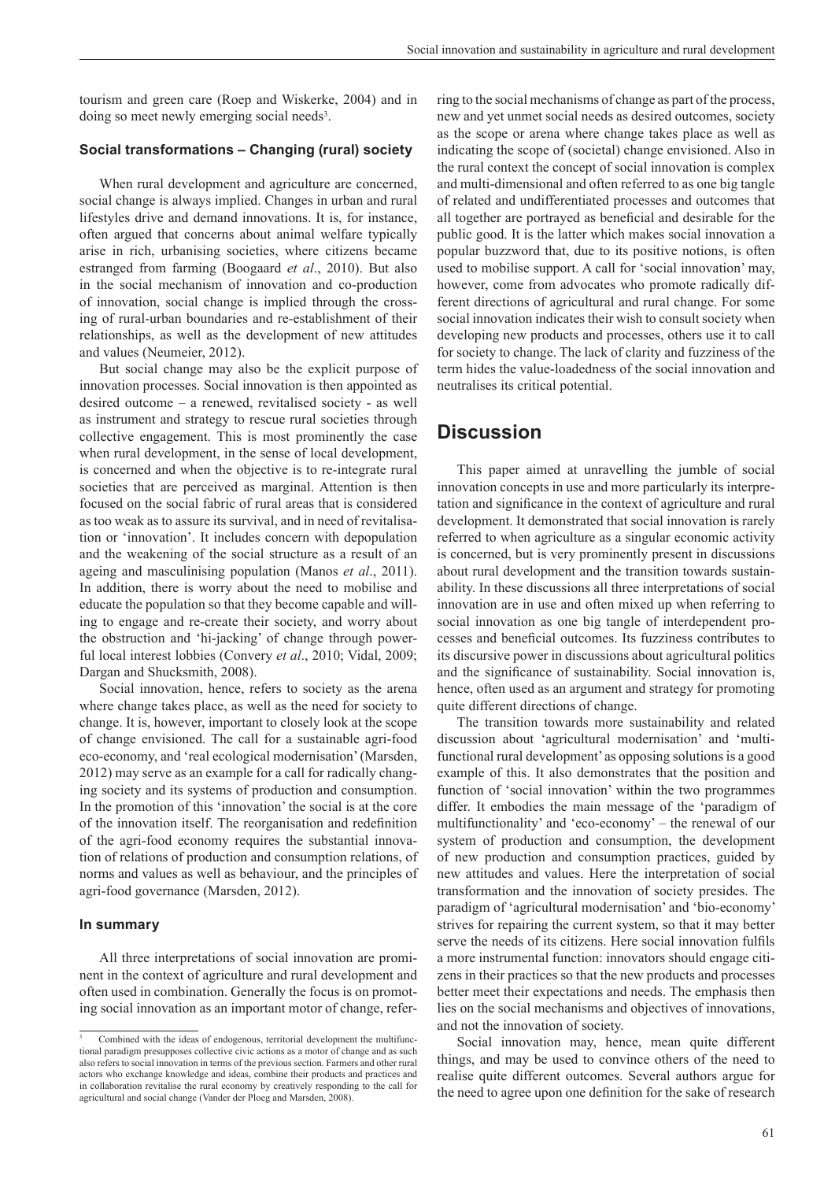tourism and green care (Roep and Wiskerke, 2004) and in doing so meet newly emerging social needs[3].

### Social transformations – Changing (rural) society

When rural development and agriculture are concerned, social change is always implied. Changes in urban and rural lifestyles drive and demand innovations. It is, for instance, often argued that concerns about animal welfare typically arise in rich, urbanising societies, where citizens became estranged from farming (Boogaard *et al*., 2010). But also in the social mechanism of innovation and co-production of innovation, social change is implied through the crossing of rural-urban boundaries and re-establishment of their relationships, as well as the development of new attitudes and values (Neumeier, 2012).

But social change may also be the explicit purpose of innovation processes. Social innovation is then appointed as desired outcome – a renewed, revitalised society - as well as instrument and strategy to rescue rural societies through collective engagement. This is most prominently the case when rural development, in the sense of local development, is concerned and when the objective is to re-integrate rural societies that are perceived as marginal. Attention is then focused on the social fabric of rural areas that is considered as too weak as to assure its survival, and in need of revitalisation or 'innovation'. It includes concern with depopulation and the weakening of the social structure as a result of an ageing and masculinising population (Manos *et al*., 2011). In addition, there is worry about the need to mobilise and educate the population so that they become capable and willing to engage and re-create their society, and worry about the obstruction and 'hi-jacking' of change through powerful local interest lobbies (Convery *et al*., 2010; Vidal, 2009; Dargan and Shucksmith, 2008).

Social innovation, hence, refers to society as the arena where change takes place, as well as the need for society to change. It is, however, important to closely look at the scope of change envisioned. The call for a sustainable agri-food eco-economy, and 'real ecological modernisation' (Marsden, 2012) may serve as an example for a call for radically changing society and its systems of production and consumption. In the promotion of this 'innovation' the social is at the core of the innovation itself. The reorganisation and redefinition of the agri-food economy requires the substantial innovation of relations of production and consumption relations, of norms and values as well as behaviour, and the principles of agri-food governance (Marsden, 2012).

### In summary

All three interpretations of social innovation are prominent in the context of agriculture and rural development and often used in combination. Generally the focus is on promoting social innovation as an important motor of change, referring to the social mechanisms of change as part of the process, new and yet unmet social needs as desired outcomes, society as the scope or arena where change takes place as well as indicating the scope of (societal) change envisioned. Also in the rural context the concept of social innovation is complex and multi-dimensional and often referred to as one big tangle of related and undifferentiated processes and outcomes that all together are portrayed as beneficial and desirable for the public good. It is the latter which makes social innovation a popular buzzword that, due to its positive notions, is often used to mobilise support. A call for 'social innovation' may, however, come from advocates who promote radically different directions of agricultural and rural change. For some social innovation indicates their wish to consult society when developing new products and processes, others use it to call for society to change. The lack of clarity and fuzziness of the term hides the value-loadedness of the social innovation and neutralises its critical potential.

## Discussion

This paper aimed at unravelling the jumble of social innovation concepts in use and more particularly its interpretation and significance in the context of agriculture and rural development. It demonstrated that social innovation is rarely referred to when agriculture as a singular economic activity is concerned, but is very prominently present in discussions about rural development and the transition towards sustainability. In these discussions all three interpretations of social innovation are in use and often mixed up when referring to social innovation as one big tangle of interdependent processes and beneficial outcomes. Its fuzziness contributes to its discursive power in discussions about agricultural politics and the significance of sustainability. Social innovation is, hence, often used as an argument and strategy for promoting quite different directions of change.

The transition towards more sustainability and related discussion about 'agricultural modernisation' and 'multifunctional rural development' as opposing solutions is a good example of this. It also demonstrates that the position and function of 'social innovation' within the two programmes differ. It embodies the main message of the 'paradigm of multifunctionality' and 'eco-economy' – the renewal of our system of production and consumption, the development of new production and consumption practices, guided by new attitudes and values. Here the interpretation of social transformation and the innovation of society presides. The paradigm of 'agricultural modernisation' and 'bio-economy' strives for repairing the current system, so that it may better serve the needs of its citizens. Here social innovation fulfils a more instrumental function: innovators should engage citizens in their practices so that the new products and processes better meet their expectations and needs. The emphasis then lies on the social mechanisms and objectives of innovations, and not the innovation of society.

Social innovation may, hence, mean quite different things, and may be used to convince others of the need to realise quite different outcomes. Several authors argue for the need to agree upon one definition for the sake of research

[3] Combined with the ideas of endogenous, territorial development the multifunctional paradigm presupposes collective civic actions as a motor of change and as such also refers to social innovation in terms of the previous section. Farmers and other rural actors who exchange knowledge and ideas, combine their products and practices and in collaboration revitalise the rural economy by creatively responding to the call for agricultural and social change (Vander der Ploeg and Marsden, 2008).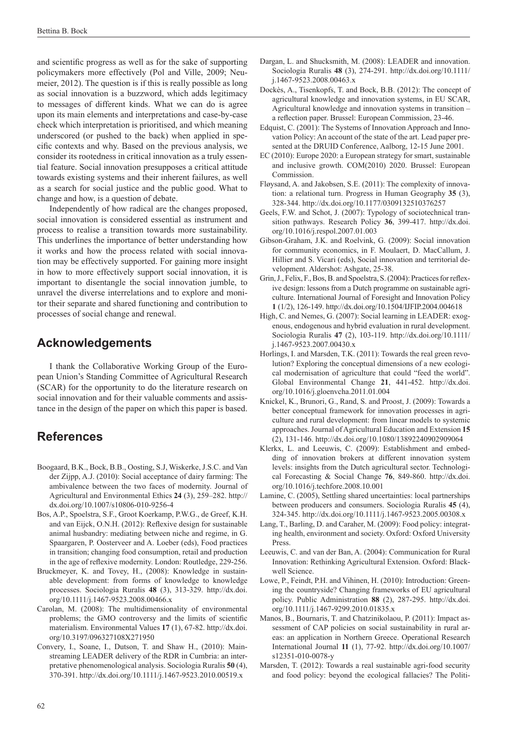and scientific progress as well as for the sake of supporting policymakers more effectively (Pol and Ville, 2009; Neumeier, 2012). The question is if this is really possible as long as social innovation is a buzzword, which adds legitimacy to messages of different kinds. What we can do is agree upon its main elements and interpretations and case-by-case check which interpretation is prioritised, and which meaning underscored (or pushed to the back) when applied in specific contexts and why. Based on the previous analysis, we consider its rootedness in critical innovation as a truly essential feature. Social innovation presupposes a critical attitude towards existing systems and their inherent failures, as well as a search for social justice and the public good. What to change and how, is a question of debate.

Independently of how radical are the changes proposed, social innovation is considered essential as instrument and process to realise a transition towards more sustainability. This underlines the importance of better understanding how it works and how the process related with social innovation may be effectively supported. For gaining more insight in how to more effectively support social innovation, it is important to disentangle the social innovation jumble, to unravel the diverse interrelations and to explore and monitor their separate and shared functioning and contribution to processes of social change and renewal.

## Acknowledgements

I thank the Collaborative Working Group of the European Union's Standing Committee of Agricultural Research (SCAR) for the opportunity to do the literature research on social innovation and for their valuable comments and assistance in the design of the paper on which this paper is based.

## References

Boogaard, B.K., Bock, B.B., Oosting, S.J, Wiskerke, J.S.C. and Van der Zijpp, A.J. (2010): Social acceptance of dairy farming: The ambivalence between the two faces of modernity. Journal of Agricultural and Environmental Ethics **24** (3), 259–282. http://dx.doi.org/10.1007/s10806-010-9256-4

Bos, A.P., Spoelstra, S.F., Groot Koerkamp, P.W.G., de Greef, K.H. and van Eijck, O.N.H. (2012): Reflexive design for sustainable animal husbandry: mediating between niche and regime, in G. Spaargaren, P. Oosterveer and A. Loeber (eds), Food practices in transition; changing food consumption, retail and production in the age of reflexive modernity. London: Routledge, 229-256.

Bruckmeyer, K. and Tovey, H., (2008): Knowledge in sustainable development: from forms of knowledge to knowledge processes. Sociologia Ruralis **48** (3), 313-329. http://dx.doi.org/10.1111/j.1467-9523.2008.00466.x

Carolan, M. (2008): The multidimensionality of environmental problems; the GMO controversy and the limits of scientific materialism. Environmental Values **17** (1), 67-82. http://dx.doi.org/10.3197/096327108X271950

Convery, I., Soane, I., Dutson, T. and Shaw H., (2010): Mainstreaming LEADER delivery of the RDR in Cumbria: an interpretative phenomenological analysis. Sociologia Ruralis **50** (4), 370-391. http://dx.doi.org/10.1111/j.1467-9523.2010.00519.x

Dargan, L. and Shucksmith, M. (2008): LEADER and innovation. Sociologia Ruralis **48** (3), 274-291. http://dx.doi.org/10.1111/j.1467-9523.2008.00463.x

Dockès, A., Tisenkopfs, T. and Bock, B.B. (2012): The concept of agricultural knowledge and innovation systems, in EU SCAR, Agricultural knowledge and innovation systems in transition – a reflection paper. Brussel: European Commission, 23-46.

Edquist, C. (2001): The Systems of Innovation Approach and Innovation Policy: An account of the state of the art. Lead paper presented at the DRUID Conference, Aalborg, 12-15 June 2001.

EC (2010): Europe 2020: a European strategy for smart, sustainable and inclusive growth. COM(2010) 2020. Brussel: European Commission.

Fløysand, A. and Jakobsen, S.E. (2011): The complexity of innovation: a relational turn. Progress in Human Geography **35** (3), 328-344. http://dx.doi.org/10.1177/0309132510376257

Geels, F.W. and Schot, J. (2007): Typology of sociotechnical transition pathways. Research Policy **36**, 399-417. http://dx.doi.org/10.1016/j.respol.2007.01.003

Gibson-Graham, J.K. and Roelvink, G. (2009): Social innovation for community economics, in F. Moulaert, D. MacCallum, J. Hillier and S. Vicari (eds), Social innovation and territorial development. Aldershot: Ashgate, 25-38.

Grin, J., Felix, F., Bos, B. and Spoelstra, S. (2004): Practices for reflexive design: lessons from a Dutch programme on sustainable agriculture. International Journal of Foresight and Innovation Policy **1** (1/2), 126-149. http://dx.doi.org/10.1504/IJFIP.2004.004618

High, C. and Nemes, G. (2007): Social learning in LEADER: exogenous, endogenous and hybrid evaluation in rural development. Sociologia Ruralis **47** (2), 103-119. http://dx.doi.org/10.1111/j.1467-9523.2007.00430.x

Horlings, I. and Marsden, T.K. (2011): Towards the real green revolution? Exploring the conceptual dimensions of a new ecological modernisation of agriculture that could "feed the world". Global Environmental Change **21**, 441-452. http://dx.doi.org/10.1016/j.gloenvcha.2011.01.004

Knickel, K., Brunori, G., Rand, S. and Proost, J. (2009): Towards a better conceptual framework for innovation processes in agriculture and rural development: from linear models to systemic approaches. Journal of Agricultural Education and Extension **15** (2), 131-146. http://dx.doi.org/10.1080/13892240902909064

Klerkx, L. and Leeuwis, C. (2009): Establishment and embedding of innovation brokers at different innovation system levels: insights from the Dutch agricultural sector. Technological Forecasting & Social Change **76**, 849-860. http://dx.doi.org/10.1016/j.techfore.2008.10.001

Lamine, C. (2005), Settling shared uncertainties: local partnerships between producers and consumers. Sociologia Ruralis **45** (4), 324-345. http://dx.doi.org/10.1111/j.1467-9523.2005.00308.x

Lang, T., Barling, D. and Caraher, M. (2009): Food policy: integrating health, environment and society. Oxford: Oxford University Press.

Leeuwis, C. and van der Ban, A. (2004): Communication for Rural Innovation: Rethinking Agricultural Extension. Oxford: Blackwell Science.

Lowe, P., Feindt, P.H. and Vihinen, H. (2010): Introduction: Greening the countryside? Changing frameworks of EU agricultural policy. Public Administration **88** (2), 287-295. http://dx.doi.org/10.1111/j.1467-9299.2010.01835.x

Manos, B., Bournaris, T. and Chatzinikolaou, P. (2011): Impact assessment of CAP policies on social sustainability in rural areas: an application in Northern Greece. Operational Research International Journal **11** (1), 77-92. http://dx.doi.org/10.1007/s12351-010-0078-y

Marsden, T. (2012): Towards a real sustainable agri-food security and food policy: beyond the ecological fallacies? The Politi-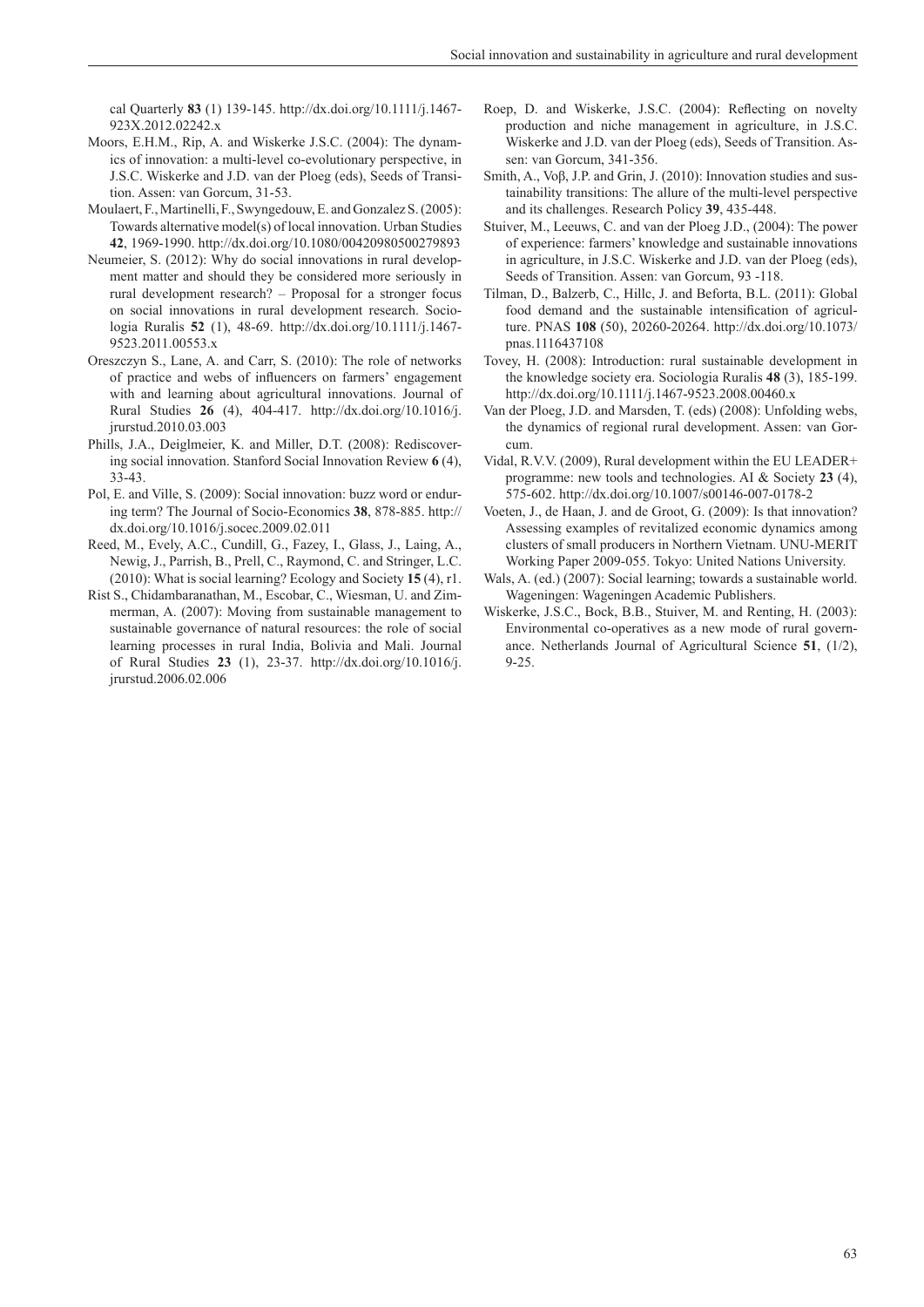cal Quarterly **83** (1) 139-145. http://dx.doi.org/10.1111/j.1467-923X.2012.02242.x

Moors, E.H.M., Rip, A. and Wiskerke J.S.C. (2004): The dynamics of innovation: a multi-level co-evolutionary perspective, in J.S.C. Wiskerke and J.D. van der Ploeg (eds), Seeds of Transition. Assen: van Gorcum, 31-53.

Moulaert, F., Martinelli, F., Swyngedouw, E. and Gonzalez S. (2005): Towards alternative model(s) of local innovation. Urban Studies **42**, 1969-1990. http://dx.doi.org/10.1080/00420980500279893

Neumeier, S. (2012): Why do social innovations in rural development matter and should they be considered more seriously in rural development research? – Proposal for a stronger focus on social innovations in rural development research. Sociologia Ruralis **52** (1), 48-69. http://dx.doi.org/10.1111/j.1467-9523.2011.00553.x

Oreszczyn S., Lane, A. and Carr, S. (2010): The role of networks of practice and webs of influencers on farmers' engagement with and learning about agricultural innovations. Journal of Rural Studies **26** (4), 404-417. http://dx.doi.org/10.1016/j.jrurstud.2010.03.003

Phills, J.A., Deiglmeier, K. and Miller, D.T. (2008): Rediscovering social innovation. Stanford Social Innovation Review **6** (4), 33-43.

Pol, E. and Ville, S. (2009): Social innovation: buzz word or enduring term? The Journal of Socio-Economics **38**, 878-885. http://dx.doi.org/10.1016/j.socec.2009.02.011

Reed, M., Evely, A.C., Cundill, G., Fazey, I., Glass, J., Laing, A., Newig, J., Parrish, B., Prell, C., Raymond, C. and Stringer, L.C. (2010): What is social learning? Ecology and Society **15** (4), r1.

Rist S., Chidambaranathan, M., Escobar, C., Wiesman, U. and Zimmerman, A. (2007): Moving from sustainable management to sustainable governance of natural resources: the role of social learning processes in rural India, Bolivia and Mali. Journal of Rural Studies **23** (1), 23-37. http://dx.doi.org/10.1016/j.jrurstud.2006.02.006

Roep, D. and Wiskerke, J.S.C. (2004): Reflecting on novelty production and niche management in agriculture, in J.S.C. Wiskerke and J.D. van der Ploeg (eds), Seeds of Transition. Assen: van Gorcum, 341-356.

Smith, A., Voβ, J.P. and Grin, J. (2010): Innovation studies and sustainability transitions: The allure of the multi-level perspective and its challenges. Research Policy **39**, 435-448.

Stuiver, M., Leeuws, C. and van der Ploeg J.D., (2004): The power of experience: farmers' knowledge and sustainable innovations in agriculture, in J.S.C. Wiskerke and J.D. van der Ploeg (eds), Seeds of Transition. Assen: van Gorcum, 93 -118.

Tilman, D., Balzerb, C., Hillc, J. and Beforta, B.L. (2011): Global food demand and the sustainable intensification of agriculture. PNAS **108** (50), 20260-20264. http://dx.doi.org/10.1073/pnas.1116437108

Tovey, H. (2008): Introduction: rural sustainable development in the knowledge society era. Sociologia Ruralis **48** (3), 185-199. http://dx.doi.org/10.1111/j.1467-9523.2008.00460.x

Van der Ploeg, J.D. and Marsden, T. (eds) (2008): Unfolding webs, the dynamics of regional rural development. Assen: van Gorcum.

Vidal, R.V.V. (2009), Rural development within the EU LEADER+ programme: new tools and technologies. AI & Society **23** (4), 575-602. http://dx.doi.org/10.1007/s00146-007-0178-2

Voeten, J., de Haan, J. and de Groot, G. (2009): Is that innovation? Assessing examples of revitalized economic dynamics among clusters of small producers in Northern Vietnam. UNU-MERIT Working Paper 2009-055. Tokyo: United Nations University.

Wals, A. (ed.) (2007): Social learning; towards a sustainable world. Wageningen: Wageningen Academic Publishers.

Wiskerke, J.S.C., Bock, B.B., Stuiver, M. and Renting, H. (2003): Environmental co-operatives as a new mode of rural governance. Netherlands Journal of Agricultural Science **51**, (1/2), 9-25.